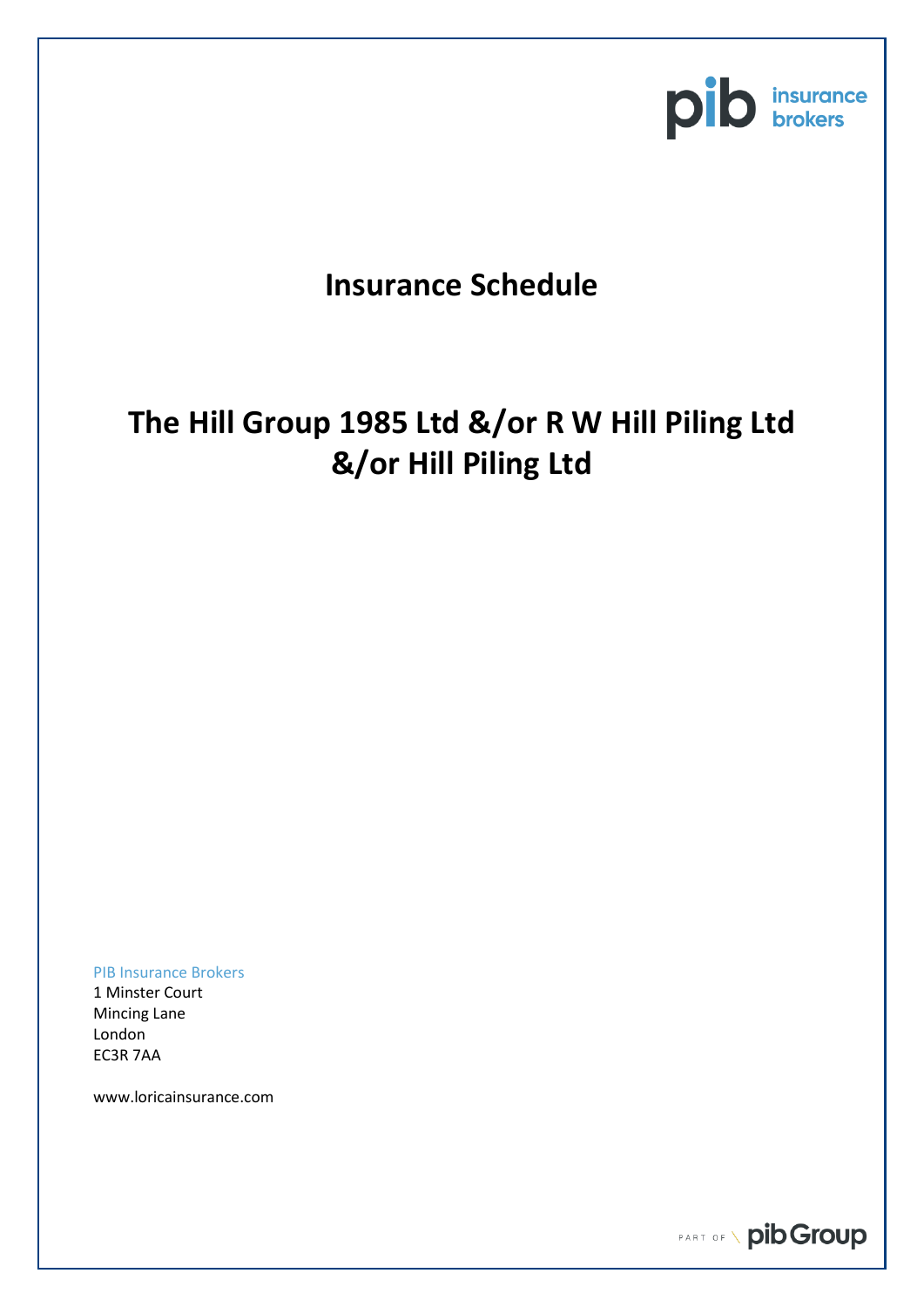# Insurance Schedule

## The Hill Group 1985 Ltd &/or R W Hill Piling Ltd &/or Hill Piling Ltd

PIB Insurance Brokers
1 Minster Court
Mincing Lane
London
EC3R 7AA

www.loricainsurance.com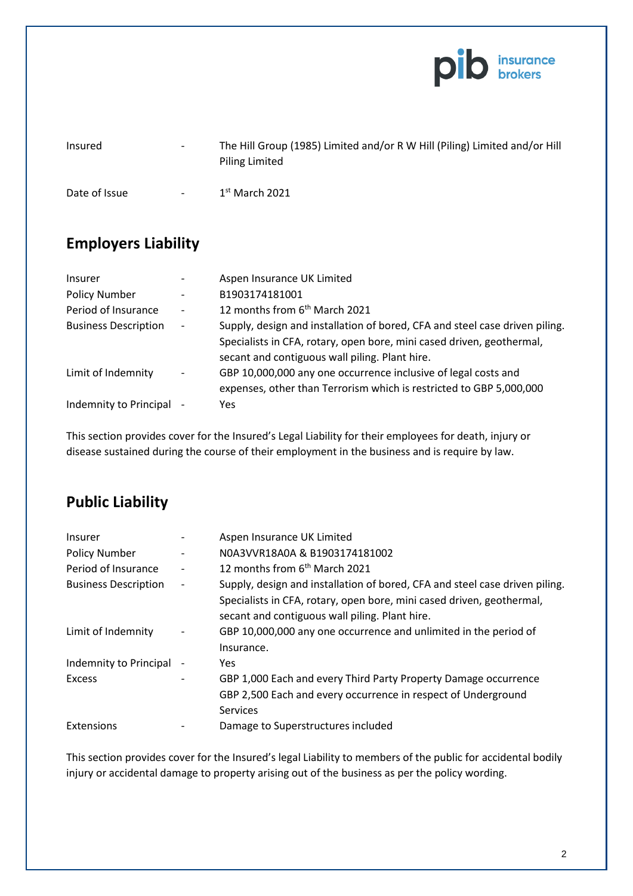| | | |
|---|---|---|
| Insured | - | The Hill Group (1985) Limited and/or R W Hill (Piling) Limited and/or Hill Piling Limited |
| Date of Issue | - | 1st March 2021 |

## Employers Liability

| | | |
|---|---|---|
| Insurer | - | Aspen Insurance UK Limited |
| Policy Number | - | B1903174181001 |
| Period of Insurance | - | 12 months from 6th March 2021 |
| Business Description | - | Supply, design and installation of bored, CFA and steel case driven piling. Specialists in CFA, rotary, open bore, mini cased driven, geothermal, secant and contiguous wall piling. Plant hire. |
| Limit of Indemnity | - | GBP 10,000,000 any one occurrence inclusive of legal costs and expenses, other than Terrorism which is restricted to GBP 5,000,000 |
| Indemnity to Principal | - | Yes |

This section provides cover for the Insured's Legal Liability for their employees for death, injury or disease sustained during the course of their employment in the business and is require by law.

## Public Liability

| | | |
|---|---|---|
| Insurer | - | Aspen Insurance UK Limited |
| Policy Number | - | N0A3VVR18A0A & B1903174181002 |
| Period of Insurance | - | 12 months from 6th March 2021 |
| Business Description | - | Supply, design and installation of bored, CFA and steel case driven piling. Specialists in CFA, rotary, open bore, mini cased driven, geothermal, secant and contiguous wall piling. Plant hire. |
| Limit of Indemnity | - | GBP 10,000,000 any one occurrence and unlimited in the period of Insurance. |
| Indemnity to Principal | - | Yes |
| Excess | - | GBP 1,000 Each and every Third Party Property Damage occurrence<br>GBP 2,500 Each and every occurrence in respect of Underground Services |
| Extensions | - | Damage to Superstructures included |

This section provides cover for the Insured's legal Liability to members of the public for accidental bodily injury or accidental damage to property arising out of the business as per the policy wording.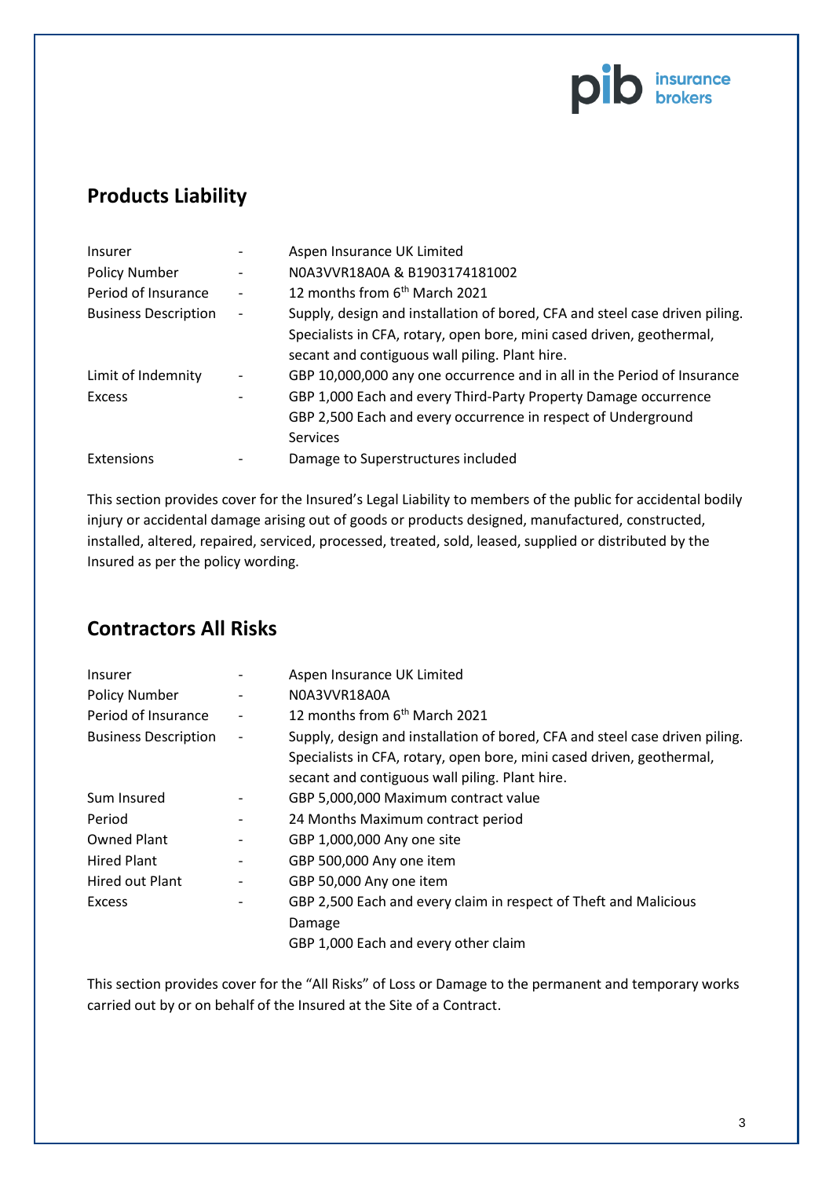## Products Liability

| | | |
|---|---|---|
| Insurer | - | Aspen Insurance UK Limited |
| Policy Number | - | N0A3VVR18A0A & B1903174181002 |
| Period of Insurance | - | 12 months from 6th March 2021 |
| Business Description | - | Supply, design and installation of bored, CFA and steel case driven piling. Specialists in CFA, rotary, open bore, mini cased driven, geothermal, secant and contiguous wall piling. Plant hire. |
| Limit of Indemnity | - | GBP 10,000,000 any one occurrence and in all in the Period of Insurance |
| Excess | - | GBP 1,000 Each and every Third-Party Property Damage occurrence<br>GBP 2,500 Each and every occurrence in respect of Underground Services |
| Extensions | - | Damage to Superstructures included |

This section provides cover for the Insured's Legal Liability to members of the public for accidental bodily injury or accidental damage arising out of goods or products designed, manufactured, constructed, installed, altered, repaired, serviced, processed, treated, sold, leased, supplied or distributed by the Insured as per the policy wording.

## Contractors All Risks

| | | |
|---|---|---|
| Insurer | - | Aspen Insurance UK Limited |
| Policy Number | - | N0A3VVR18A0A |
| Period of Insurance | - | 12 months from 6th March 2021 |
| Business Description | - | Supply, design and installation of bored, CFA and steel case driven piling. Specialists in CFA, rotary, open bore, mini cased driven, geothermal, secant and contiguous wall piling. Plant hire. |
| Sum Insured | - | GBP 5,000,000 Maximum contract value |
| Period | - | 24 Months Maximum contract period |
| Owned Plant | - | GBP 1,000,000 Any one site |
| Hired Plant | - | GBP 500,000 Any one item |
| Hired out Plant | - | GBP 50,000 Any one item |
| Excess | - | GBP 2,500 Each and every claim in respect of Theft and Malicious Damage<br>GBP 1,000 Each and every other claim |

This section provides cover for the "All Risks" of Loss or Damage to the permanent and temporary works carried out by or on behalf of the Insured at the Site of a Contract.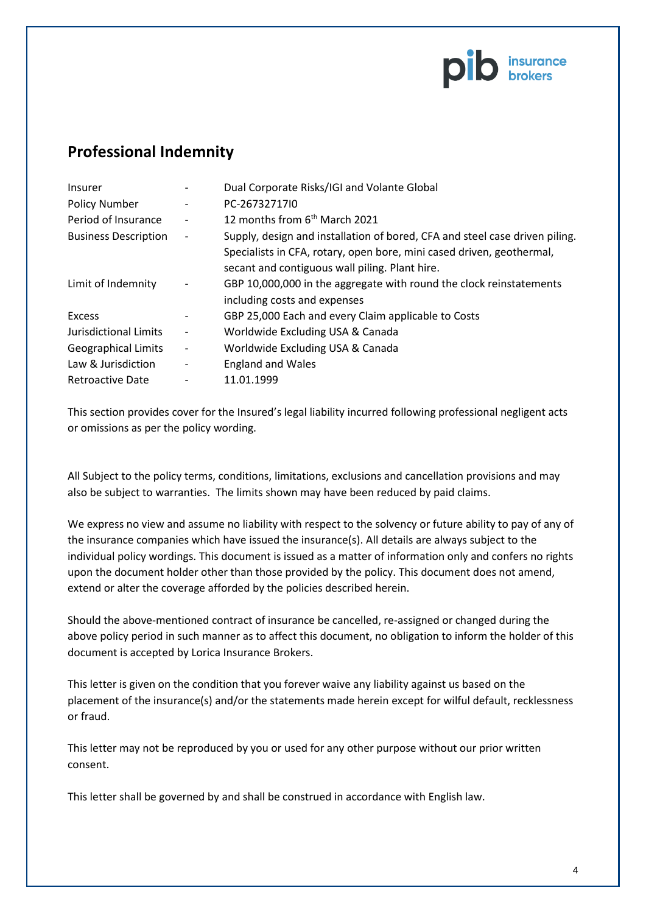## Professional Indemnity

| | | |
|---|---|---|
| Insurer | - | Dual Corporate Risks/IGI and Volante Global |
| Policy Number | - | PC-26732717I0 |
| Period of Insurance | - | 12 months from 6th March 2021 |
| Business Description | - | Supply, design and installation of bored, CFA and steel case driven piling. Specialists in CFA, rotary, open bore, mini cased driven, geothermal, secant and contiguous wall piling. Plant hire. |
| Limit of Indemnity | - | GBP 10,000,000 in the aggregate with round the clock reinstatements including costs and expenses |
| Excess | - | GBP 25,000 Each and every Claim applicable to Costs |
| Jurisdictional Limits | - | Worldwide Excluding USA & Canada |
| Geographical Limits | - | Worldwide Excluding USA & Canada |
| Law & Jurisdiction | - | England and Wales |
| Retroactive Date | - | 11.01.1999 |

This section provides cover for the Insured's legal liability incurred following professional negligent acts or omissions as per the policy wording.

All Subject to the policy terms, conditions, limitations, exclusions and cancellation provisions and may also be subject to warranties. The limits shown may have been reduced by paid claims.

We express no view and assume no liability with respect to the solvency or future ability to pay of any of the insurance companies which have issued the insurance(s). All details are always subject to the individual policy wordings. This document is issued as a matter of information only and confers no rights upon the document holder other than those provided by the policy. This document does not amend, extend or alter the coverage afforded by the policies described herein.

Should the above-mentioned contract of insurance be cancelled, re-assigned or changed during the above policy period in such manner as to affect this document, no obligation to inform the holder of this document is accepted by Lorica Insurance Brokers.

This letter is given on the condition that you forever waive any liability against us based on the placement of the insurance(s) and/or the statements made herein except for wilful default, recklessness or fraud.

This letter may not be reproduced by you or used for any other purpose without our prior written consent.

This letter shall be governed by and shall be construed in accordance with English law.